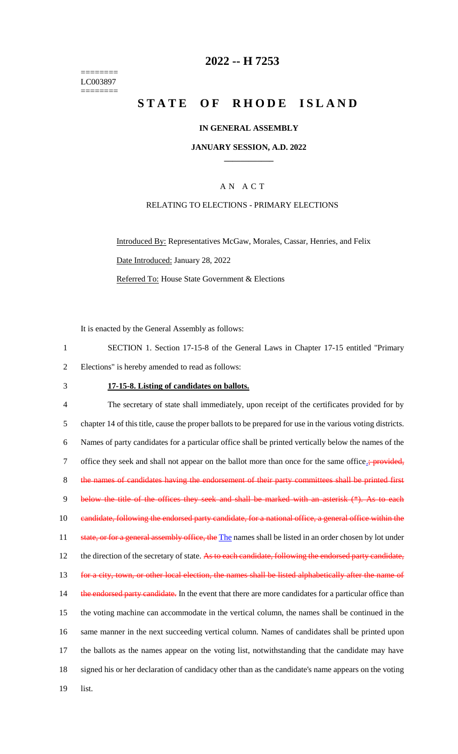# 2022 -- H 7253

========
LC003897
========

# STATE OF RHODE ISLAND

## IN GENERAL ASSEMBLY

### JANUARY SESSION, A.D. 2022

____________

## A N A C T

### RELATING TO ELECTIONS - PRIMARY ELECTIONS

Introduced By: Representatives McGaw, Morales, Cassar, Henries, and Felix

Date Introduced: January 28, 2022

Referred To: House State Government & Elections

It is enacted by the General Assembly as follows:

1 SECTION 1. Section 17-15-8 of the General Laws in Chapter 17-15 entitled "Primary
2 Elections" is hereby amended to read as follows:

3 **17-15-8. Listing of candidates on ballots.**

4 The secretary of state shall immediately, upon receipt of the certificates provided for by
5 chapter 14 of this title, cause the proper ballots to be prepared for use in the various voting districts.
6 Names of party candidates for a particular office shall be printed vertically below the names of the
7 office they seek and shall not appear on the ballot more than once for the same office.~~; provided,~~
8 ~~the names of candidates having the endorsement of their party committees shall be printed first~~
9 ~~below the title of the offices they seek and shall be marked with an asterisk (*). As to each~~
10 ~~candidate, following the endorsed party candidate, for a national office, a general office within the~~
11 ~~state, or for a general assembly office, the~~ The names shall be listed in an order chosen by lot under
12 the direction of the secretary of state. ~~As to each candidate, following the endorsed party candidate,~~
13 ~~for a city, town, or other local election, the names shall be listed alphabetically after the name of~~
14 ~~the endorsed party candidate.~~ In the event that there are more candidates for a particular office than
15 the voting machine can accommodate in the vertical column, the names shall be continued in the
16 same manner in the next succeeding vertical column. Names of candidates shall be printed upon
17 the ballots as the names appear on the voting list, notwithstanding that the candidate may have
18 signed his or her declaration of candidacy other than as the candidate's name appears on the voting
19 list.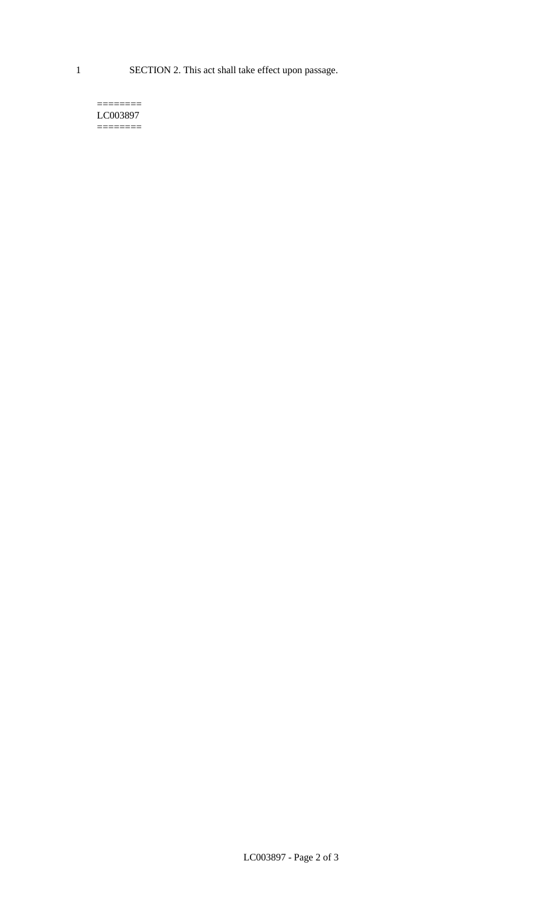1 SECTION 2. This act shall take effect upon passage.

========
LC003897
========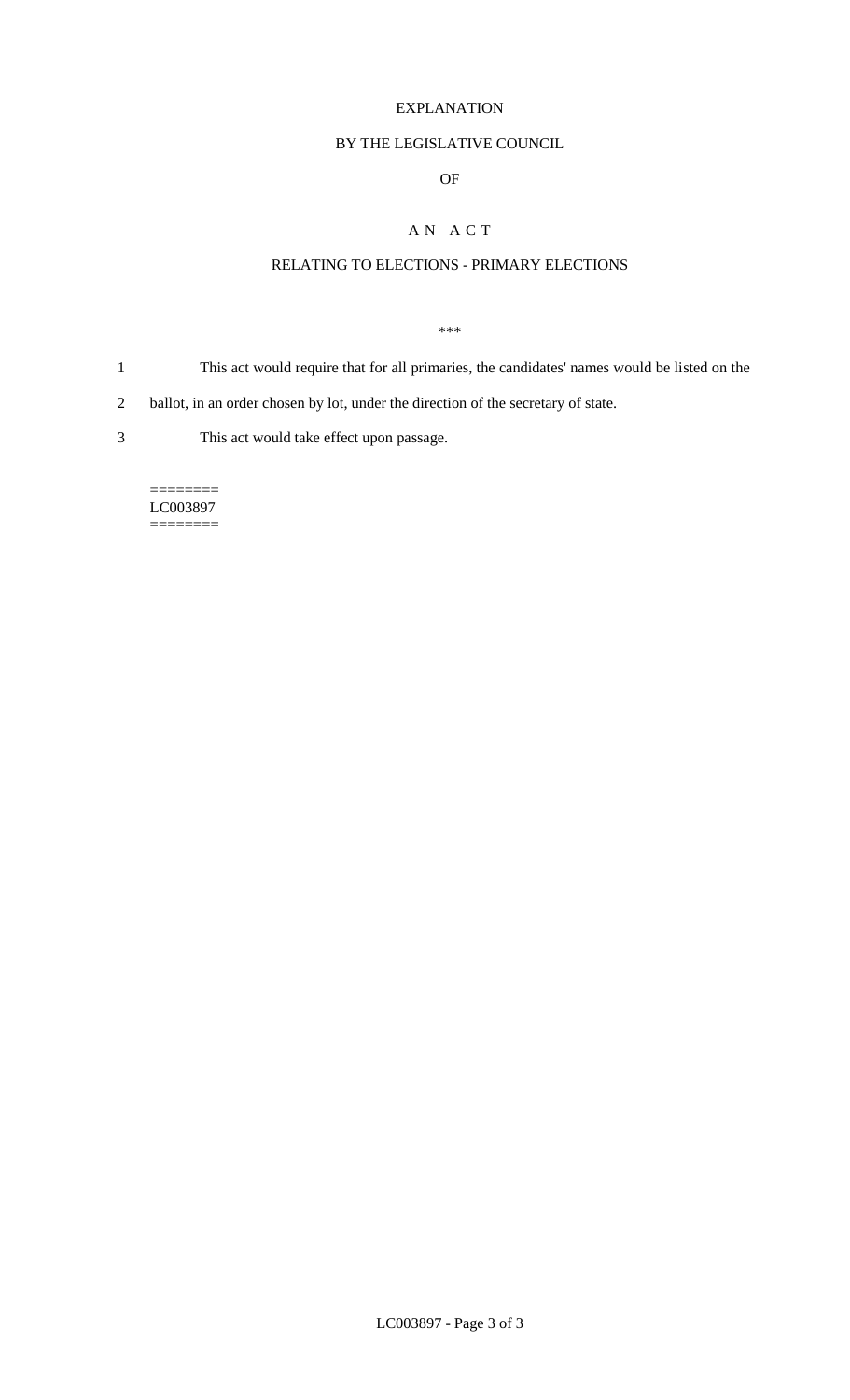EXPLANATION

BY THE LEGISLATIVE COUNCIL

OF

A N A C T

RELATING TO ELECTIONS - PRIMARY ELECTIONS

\*\*\*

This act would require that for all primaries, the candidates' names would be listed on the ballot, in an order chosen by lot, under the direction of the secretary of state.

This act would take effect upon passage.

========
LC003897
========